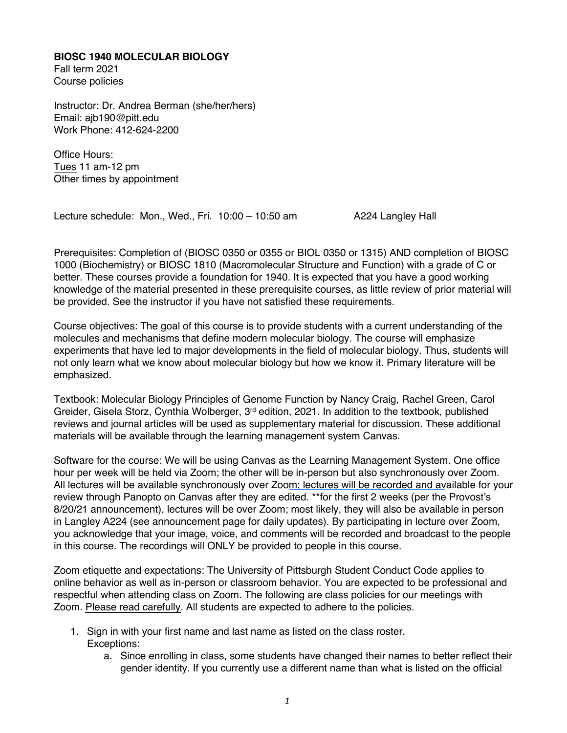**BIOSC 1940 MOLECULAR BIOLOGY**
Fall term 2021
Course policies

Instructor: Dr. Andrea Berman (she/her/hers)
Email: ajb190@pitt.edu
Work Phone: 412-624-2200

Office Hours:
Tues 11 am-12 pm
Other times by appointment

Lecture schedule: Mon., Wed., Fri. 10:00 – 10:50 am A224 Langley Hall

Prerequisites: Completion of (BIOSC 0350 or 0355 or BIOL 0350 or 1315) AND completion of BIOSC 1000 (Biochemistry) or BIOSC 1810 (Macromolecular Structure and Function) with a grade of C or better. These courses provide a foundation for 1940. It is expected that you have a good working knowledge of the material presented in these prerequisite courses, as little review of prior material will be provided. See the instructor if you have not satisfied these requirements.

Course objectives: The goal of this course is to provide students with a current understanding of the molecules and mechanisms that define modern molecular biology. The course will emphasize experiments that have led to major developments in the field of molecular biology. Thus, students will not only learn what we know about molecular biology but how we know it. Primary literature will be emphasized.

Textbook: Molecular Biology Principles of Genome Function by Nancy Craig, Rachel Green, Carol Greider, Gisela Storz, Cynthia Wolberger, 3rd edition, 2021. In addition to the textbook, published reviews and journal articles will be used as supplementary material for discussion. These additional materials will be available through the learning management system Canvas.

Software for the course: We will be using Canvas as the Learning Management System. One office hour per week will be held via Zoom; the other will be in-person but also synchronously over Zoom. All lectures will be available synchronously over Zoom; lectures will be recorded and available for your review through Panopto on Canvas after they are edited. **for the first 2 weeks (per the Provost's 8/20/21 announcement), lectures will be over Zoom; most likely, they will also be available in person in Langley A224 (see announcement page for daily updates). By participating in lecture over Zoom, you acknowledge that your image, voice, and comments will be recorded and broadcast to the people in this course. The recordings will ONLY be provided to people in this course.

Zoom etiquette and expectations: The University of Pittsburgh Student Conduct Code applies to online behavior as well as in-person or classroom behavior. You are expected to be professional and respectful when attending class on Zoom. The following are class policies for our meetings with Zoom. Please read carefully. All students are expected to adhere to the policies.

1. Sign in with your first name and last name as listed on the class roster.
   Exceptions:
   a. Since enrolling in class, some students have changed their names to better reflect their gender identity. If you currently use a different name than what is listed on the official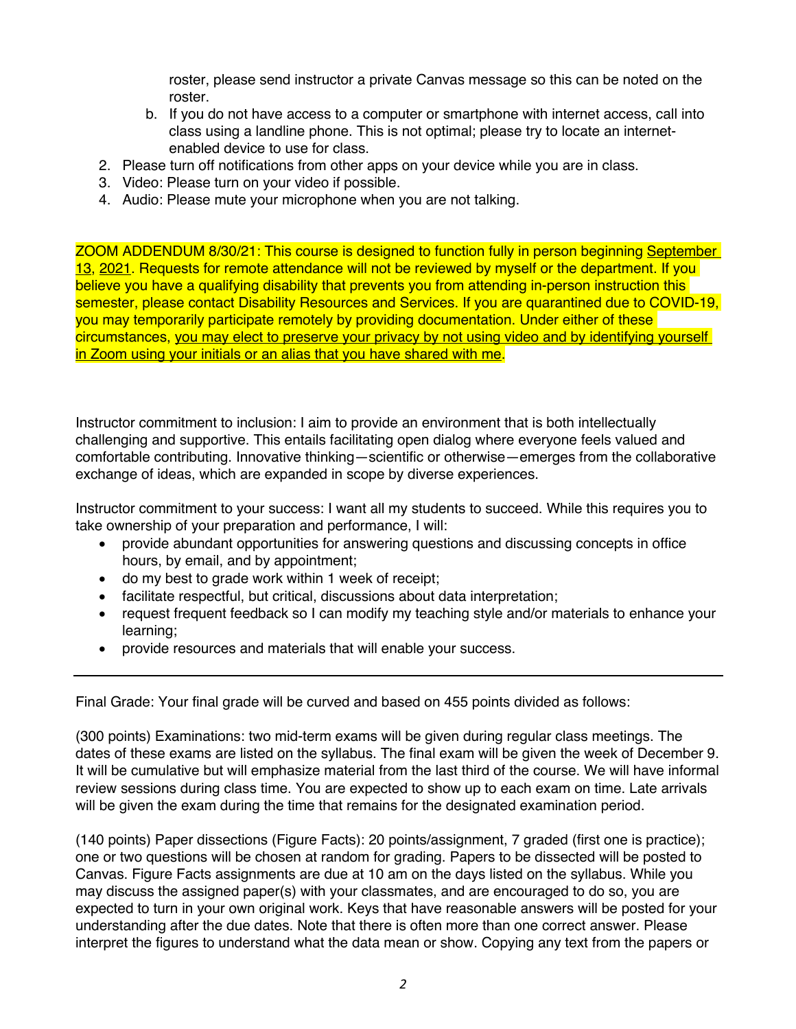roster, please send instructor a private Canvas message so this can be noted on the roster.

   b. If you do not have access to a computer or smartphone with internet access, call into class using a landline phone. This is not optimal; please try to locate an internet-enabled device to use for class.

2. Please turn off notifications from other apps on your device while you are in class.
3. Video: Please turn on your video if possible.
4. Audio: Please mute your microphone when you are not talking.

ZOOM ADDENDUM 8/30/21: This course is designed to function fully in person beginning September 13, 2021. Requests for remote attendance will not be reviewed by myself or the department. If you believe you have a qualifying disability that prevents you from attending in-person instruction this semester, please contact Disability Resources and Services. If you are quarantined due to COVID-19, you may temporarily participate remotely by providing documentation. Under either of these circumstances, you may elect to preserve your privacy by not using video and by identifying yourself in Zoom using your initials or an alias that you have shared with me.

Instructor commitment to inclusion: I aim to provide an environment that is both intellectually challenging and supportive. This entails facilitating open dialog where everyone feels valued and comfortable contributing. Innovative thinking—scientific or otherwise—emerges from the collaborative exchange of ideas, which are expanded in scope by diverse experiences.

Instructor commitment to your success: I want all my students to succeed. While this requires you to take ownership of your preparation and performance, I will:

- provide abundant opportunities for answering questions and discussing concepts in office hours, by email, and by appointment;
- do my best to grade work within 1 week of receipt;
- facilitate respectful, but critical, discussions about data interpretation;
- request frequent feedback so I can modify my teaching style and/or materials to enhance your learning;
- provide resources and materials that will enable your success.

---

Final Grade: Your final grade will be curved and based on 455 points divided as follows:

(300 points) Examinations: two mid-term exams will be given during regular class meetings. The dates of these exams are listed on the syllabus. The final exam will be given the week of December 9. It will be cumulative but will emphasize material from the last third of the course. We will have informal review sessions during class time. You are expected to show up to each exam on time. Late arrivals will be given the exam during the time that remains for the designated examination period.

(140 points) Paper dissections (Figure Facts): 20 points/assignment, 7 graded (first one is practice); one or two questions will be chosen at random for grading. Papers to be dissected will be posted to Canvas. Figure Facts assignments are due at 10 am on the days listed on the syllabus. While you may discuss the assigned paper(s) with your classmates, and are encouraged to do so, you are expected to turn in your own original work. Keys that have reasonable answers will be posted for your understanding after the due dates. Note that there is often more than one correct answer. Please interpret the figures to understand what the data mean or show. Copying any text from the papers or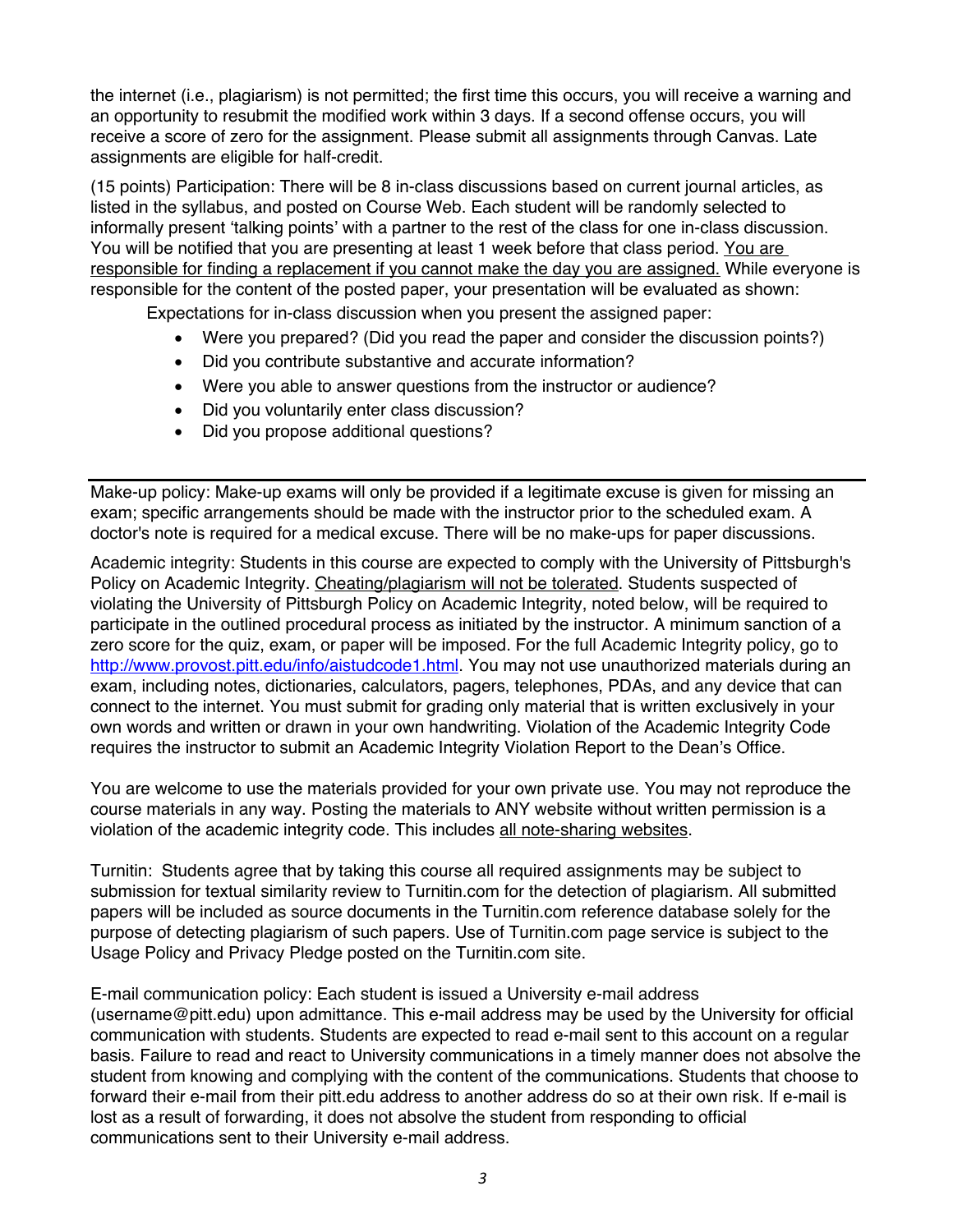the internet (i.e., plagiarism) is not permitted; the first time this occurs, you will receive a warning and an opportunity to resubmit the modified work within 3 days. If a second offense occurs, you will receive a score of zero for the assignment. Please submit all assignments through Canvas. Late assignments are eligible for half-credit.

(15 points) Participation: There will be 8 in-class discussions based on current journal articles, as listed in the syllabus, and posted on Course Web. Each student will be randomly selected to informally present 'talking points' with a partner to the rest of the class for one in-class discussion. You will be notified that you are presenting at least 1 week before that class period. <u>You are responsible for finding a replacement if you cannot make the day you are assigned.</u> While everyone is responsible for the content of the posted paper, your presentation will be evaluated as shown:

Expectations for in-class discussion when you present the assigned paper:

- Were you prepared? (Did you read the paper and consider the discussion points?)
- Did you contribute substantive and accurate information?
- Were you able to answer questions from the instructor or audience?
- Did you voluntarily enter class discussion?
- Did you propose additional questions?

---

Make-up policy: Make-up exams will only be provided if a legitimate excuse is given for missing an exam; specific arrangements should be made with the instructor prior to the scheduled exam. A doctor's note is required for a medical excuse. There will be no make-ups for paper discussions.

Academic integrity: Students in this course are expected to comply with the University of Pittsburgh's Policy on Academic Integrity. <u>Cheating/plagiarism will not be tolerated</u>. Students suspected of violating the University of Pittsburgh Policy on Academic Integrity, noted below, will be required to participate in the outlined procedural process as initiated by the instructor. A minimum sanction of a zero score for the quiz, exam, or paper will be imposed. For the full Academic Integrity policy, go to http://www.provost.pitt.edu/info/aistudcode1.html. You may not use unauthorized materials during an exam, including notes, dictionaries, calculators, pagers, telephones, PDAs, and any device that can connect to the internet. You must submit for grading only material that is written exclusively in your own words and written or drawn in your own handwriting. Violation of the Academic Integrity Code requires the instructor to submit an Academic Integrity Violation Report to the Dean's Office.

You are welcome to use the materials provided for your own private use. You may not reproduce the course materials in any way. Posting the materials to ANY website without written permission is a violation of the academic integrity code. This includes <u>all note-sharing websites</u>.

Turnitin: Students agree that by taking this course all required assignments may be subject to submission for textual similarity review to Turnitin.com for the detection of plagiarism. All submitted papers will be included as source documents in the Turnitin.com reference database solely for the purpose of detecting plagiarism of such papers. Use of Turnitin.com page service is subject to the Usage Policy and Privacy Pledge posted on the Turnitin.com site.

E-mail communication policy: Each student is issued a University e-mail address (username@pitt.edu) upon admittance. This e-mail address may be used by the University for official communication with students. Students are expected to read e-mail sent to this account on a regular basis. Failure to read and react to University communications in a timely manner does not absolve the student from knowing and complying with the content of the communications. Students that choose to forward their e-mail from their pitt.edu address to another address do so at their own risk. If e-mail is lost as a result of forwarding, it does not absolve the student from responding to official communications sent to their University e-mail address.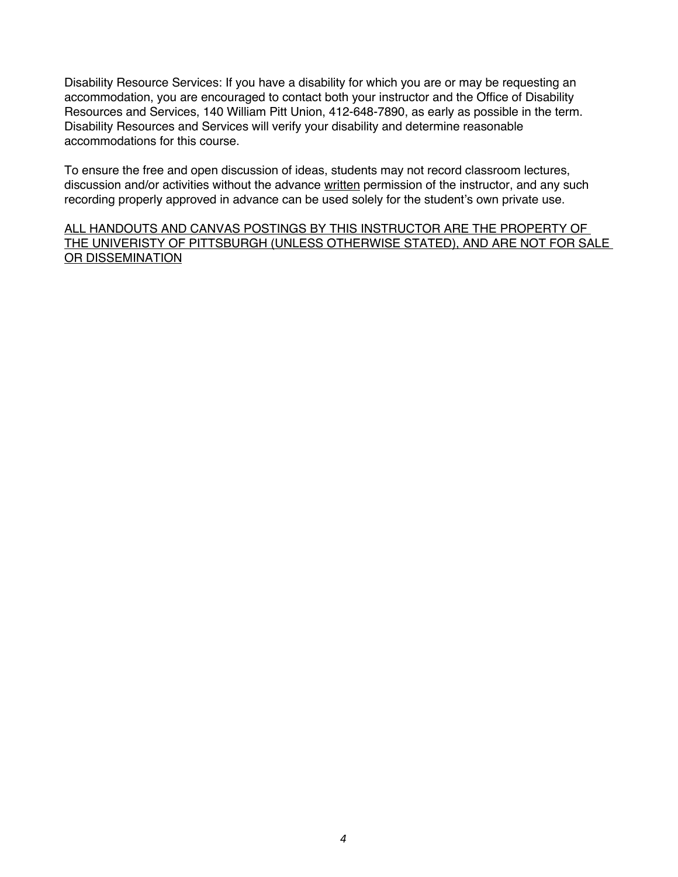Disability Resource Services: If you have a disability for which you are or may be requesting an accommodation, you are encouraged to contact both your instructor and the Office of Disability Resources and Services, 140 William Pitt Union, 412-648-7890, as early as possible in the term. Disability Resources and Services will verify your disability and determine reasonable accommodations for this course.

To ensure the free and open discussion of ideas, students may not record classroom lectures, discussion and/or activities without the advance <u>written</u> permission of the instructor, and any such recording properly approved in advance can be used solely for the student's own private use.

<u>ALL HANDOUTS AND CANVAS POSTINGS BY THIS INSTRUCTOR ARE THE PROPERTY OF THE UNIVERISTY OF PITTSBURGH (UNLESS OTHERWISE STATED), AND ARE NOT FOR SALE OR DISSEMINATION</u>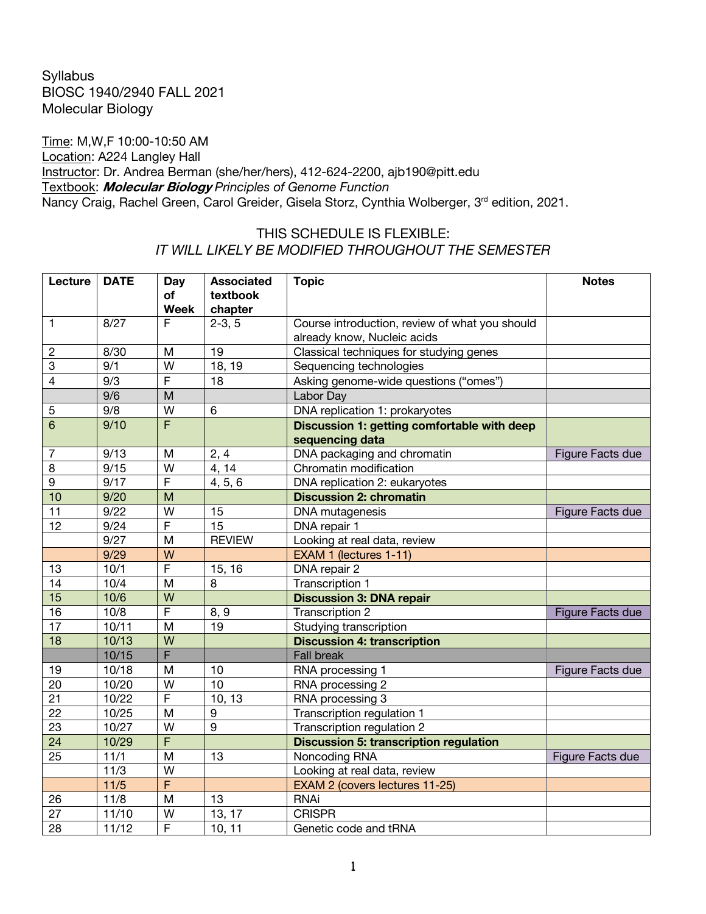Syllabus
BIOSC 1940/2940 FALL 2021
Molecular Biology

Time: M,W,F 10:00-10:50 AM
Location: A224 Langley Hall
Instructor: Dr. Andrea Berman (she/her/hers), 412-624-2200, ajb190@pitt.edu
Textbook: ***Molecular Biology*** *Principles of Genome Function*
Nancy Craig, Rachel Green, Carol Greider, Gisela Storz, Cynthia Wolberger, 3rd edition, 2021.

THIS SCHEDULE IS FLEXIBLE:
*IT WILL LIKELY BE MODIFIED THROUGHOUT THE SEMESTER*

| Lecture | DATE | Day of Week | Associated textbook chapter | Topic | Notes |
|---|---|---|---|---|---|
| 1 | 8/27 | F | 2-3, 5 | Course introduction, review of what you should already know, Nucleic acids | |
| 2 | 8/30 | M | 19 | Classical techniques for studying genes | |
| 3 | 9/1 | W | 18, 19 | Sequencing technologies | |
| 4 | 9/3 | F | 18 | Asking genome-wide questions ("omes") | |
| | 9/6 | M | | Labor Day | |
| 5 | 9/8 | W | 6 | DNA replication 1: prokaryotes | |
| 6 | 9/10 | F | | **Discussion 1: getting comfortable with deep sequencing data** | |
| 7 | 9/13 | M | 2, 4 | DNA packaging and chromatin | Figure Facts due |
| 8 | 9/15 | W | 4, 14 | Chromatin modification | |
| 9 | 9/17 | F | 4, 5, 6 | DNA replication 2: eukaryotes | |
| 10 | 9/20 | M | | **Discussion 2: chromatin** | |
| 11 | 9/22 | W | 15 | DNA mutagenesis | Figure Facts due |
| 12 | 9/24 | F | 15 | DNA repair 1 | |
| | 9/27 | M | REVIEW | Looking at real data, review | |
| | 9/29 | W | | EXAM 1 (lectures 1-11) | |
| 13 | 10/1 | F | 15, 16 | DNA repair 2 | |
| 14 | 10/4 | M | 8 | Transcription 1 | |
| 15 | 10/6 | W | | **Discussion 3: DNA repair** | |
| 16 | 10/8 | F | 8, 9 | Transcription 2 | Figure Facts due |
| 17 | 10/11 | M | 19 | Studying transcription | |
| 18 | 10/13 | W | | **Discussion 4: transcription** | |
| | 10/15 | F | | Fall break | |
| 19 | 10/18 | M | 10 | RNA processing 1 | Figure Facts due |
| 20 | 10/20 | W | 10 | RNA processing 2 | |
| 21 | 10/22 | F | 10, 13 | RNA processing 3 | |
| 22 | 10/25 | M | 9 | Transcription regulation 1 | |
| 23 | 10/27 | W | 9 | Transcription regulation 2 | |
| 24 | 10/29 | F | | **Discussion 5: transcription regulation** | |
| 25 | 11/1 | M | 13 | Noncoding RNA | Figure Facts due |
| | 11/3 | W | | Looking at real data, review | |
| | 11/5 | F | | EXAM 2 (covers lectures 11-25) | |
| 26 | 11/8 | M | 13 | RNAi | |
| 27 | 11/10 | W | 13, 17 | CRISPR | |
| 28 | 11/12 | F | 10, 11 | Genetic code and tRNA | |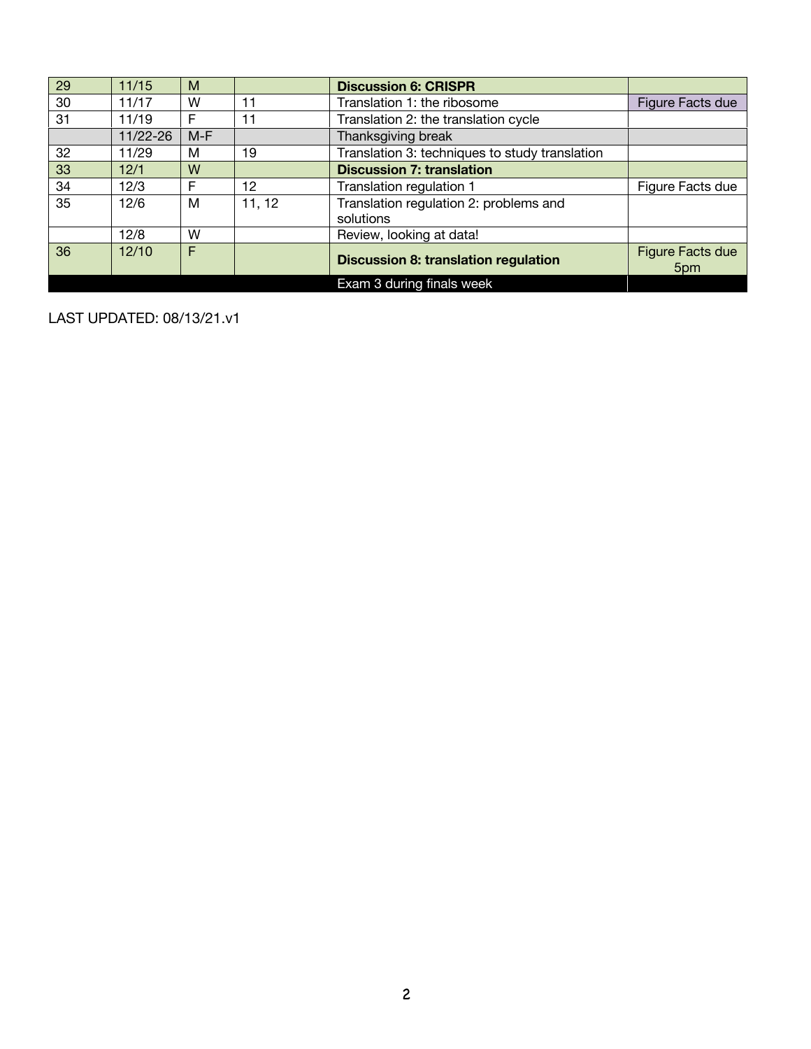| | | | | | |
|---|---|---|---|---|---|
| 29 | 11/15 | M | | **Discussion 6: CRISPR** | |
| 30 | 11/17 | W | 11 | Translation 1: the ribosome | Figure Facts due |
| 31 | 11/19 | F | 11 | Translation 2: the translation cycle | |
| | 11/22-26 | M-F | | Thanksgiving break | |
| 32 | 11/29 | M | 19 | Translation 3: techniques to study translation | |
| 33 | 12/1 | W | | **Discussion 7: translation** | |
| 34 | 12/3 | F | 12 | Translation regulation 1 | Figure Facts due |
| 35 | 12/6 | M | 11, 12 | Translation regulation 2: problems and solutions | |
| | 12/8 | W | | Review, looking at data! | |
| 36 | 12/10 | F | | **Discussion 8: translation regulation** | Figure Facts due 5pm |
| | | | | Exam 3 during finals week | |

LAST UPDATED: 08/13/21.v1